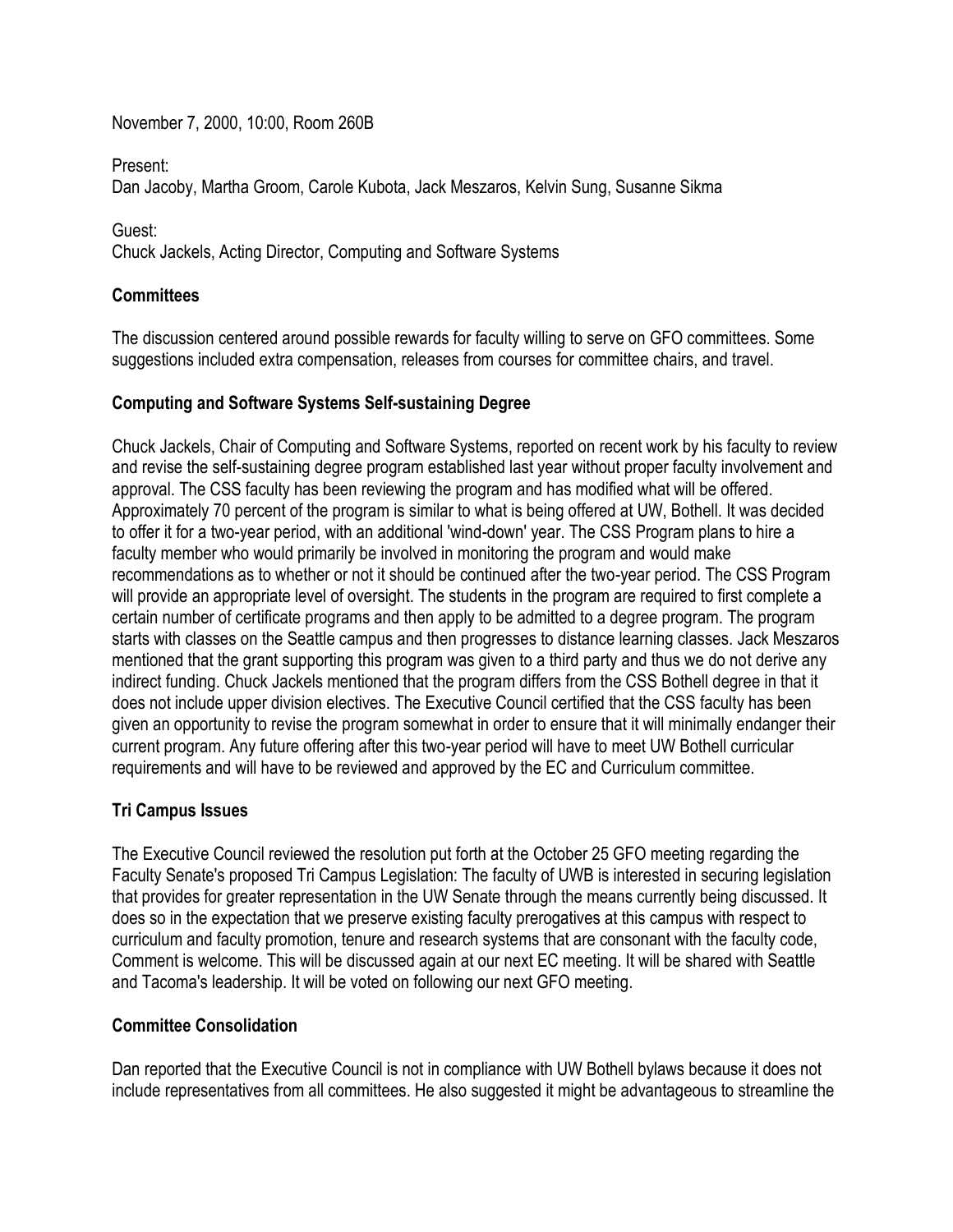November 7, 2000, 10:00, Room 260B

Present:
Dan Jacoby, Martha Groom, Carole Kubota, Jack Meszaros, Kelvin Sung, Susanne Sikma

Guest:
Chuck Jackels, Acting Director, Computing and Software Systems

## Committees

The discussion centered around possible rewards for faculty willing to serve on GFO committees. Some suggestions included extra compensation, releases from courses for committee chairs, and travel.

## Computing and Software Systems Self-sustaining Degree

Chuck Jackels, Chair of Computing and Software Systems, reported on recent work by his faculty to review and revise the self-sustaining degree program established last year without proper faculty involvement and approval. The CSS faculty has been reviewing the program and has modified what will be offered. Approximately 70 percent of the program is similar to what is being offered at UW, Bothell. It was decided to offer it for a two-year period, with an additional 'wind-down' year. The CSS Program plans to hire a faculty member who would primarily be involved in monitoring the program and would make recommendations as to whether or not it should be continued after the two-year period. The CSS Program will provide an appropriate level of oversight. The students in the program are required to first complete a certain number of certificate programs and then apply to be admitted to a degree program. The program starts with classes on the Seattle campus and then progresses to distance learning classes. Jack Meszaros mentioned that the grant supporting this program was given to a third party and thus we do not derive any indirect funding. Chuck Jackels mentioned that the program differs from the CSS Bothell degree in that it does not include upper division electives. The Executive Council certified that the CSS faculty has been given an opportunity to revise the program somewhat in order to ensure that it will minimally endanger their current program. Any future offering after this two-year period will have to meet UW Bothell curricular requirements and will have to be reviewed and approved by the EC and Curriculum committee.

## Tri Campus Issues

The Executive Council reviewed the resolution put forth at the October 25 GFO meeting regarding the Faculty Senate's proposed Tri Campus Legislation: The faculty of UWB is interested in securing legislation that provides for greater representation in the UW Senate through the means currently being discussed. It does so in the expectation that we preserve existing faculty prerogatives at this campus with respect to curriculum and faculty promotion, tenure and research systems that are consonant with the faculty code, Comment is welcome. This will be discussed again at our next EC meeting. It will be shared with Seattle and Tacoma's leadership. It will be voted on following our next GFO meeting.

## Committee Consolidation

Dan reported that the Executive Council is not in compliance with UW Bothell bylaws because it does not include representatives from all committees. He also suggested it might be advantageous to streamline the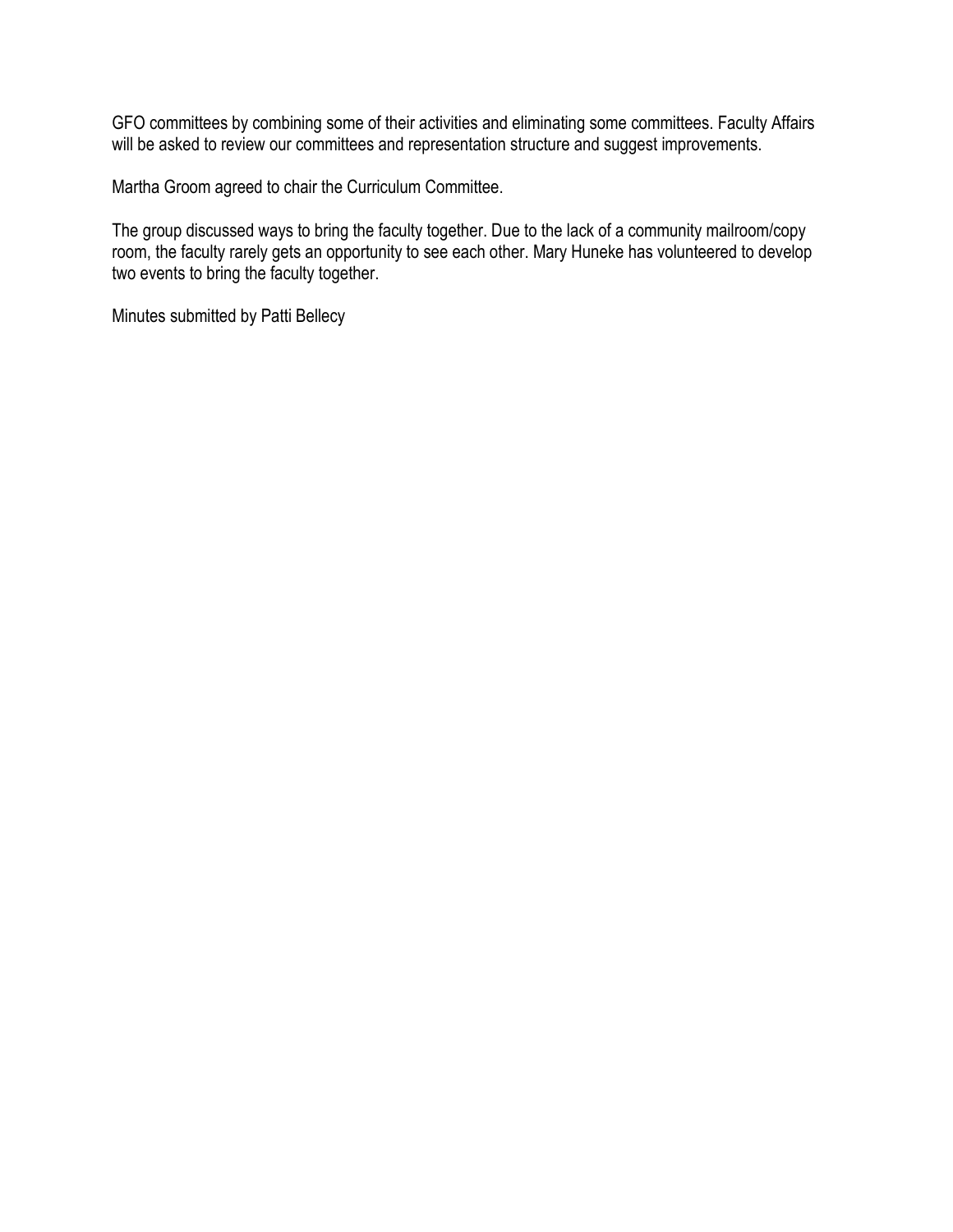GFO committees by combining some of their activities and eliminating some committees. Faculty Affairs will be asked to review our committees and representation structure and suggest improvements.

Martha Groom agreed to chair the Curriculum Committee.

The group discussed ways to bring the faculty together. Due to the lack of a community mailroom/copy room, the faculty rarely gets an opportunity to see each other. Mary Huneke has volunteered to develop two events to bring the faculty together.

Minutes submitted by Patti Bellecy